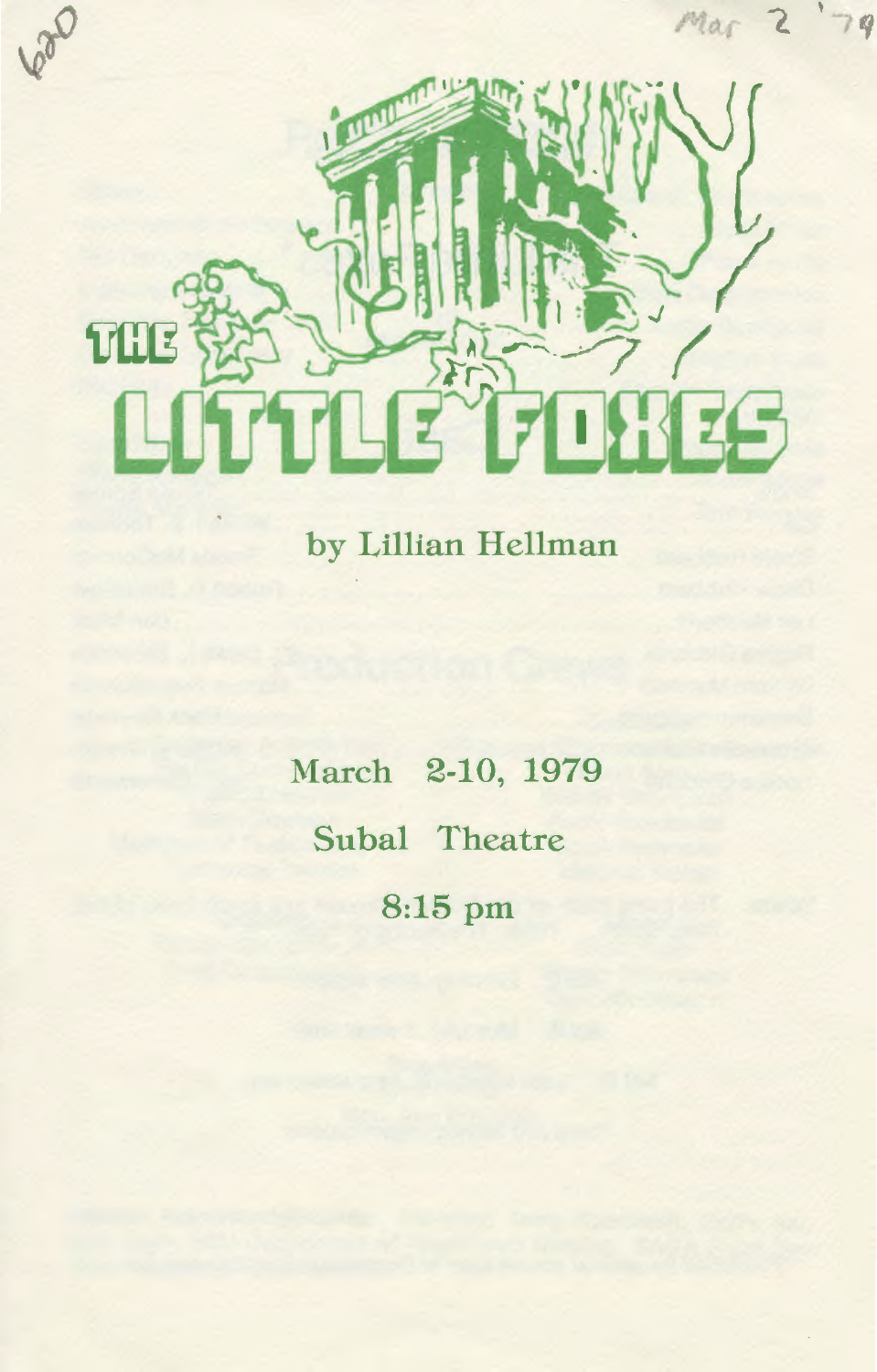620

Mar 2 '79

# THE LITTLE FOXES

by Lillian Hellman

March 2-10, 1979

Subal Theatre

8:15 pm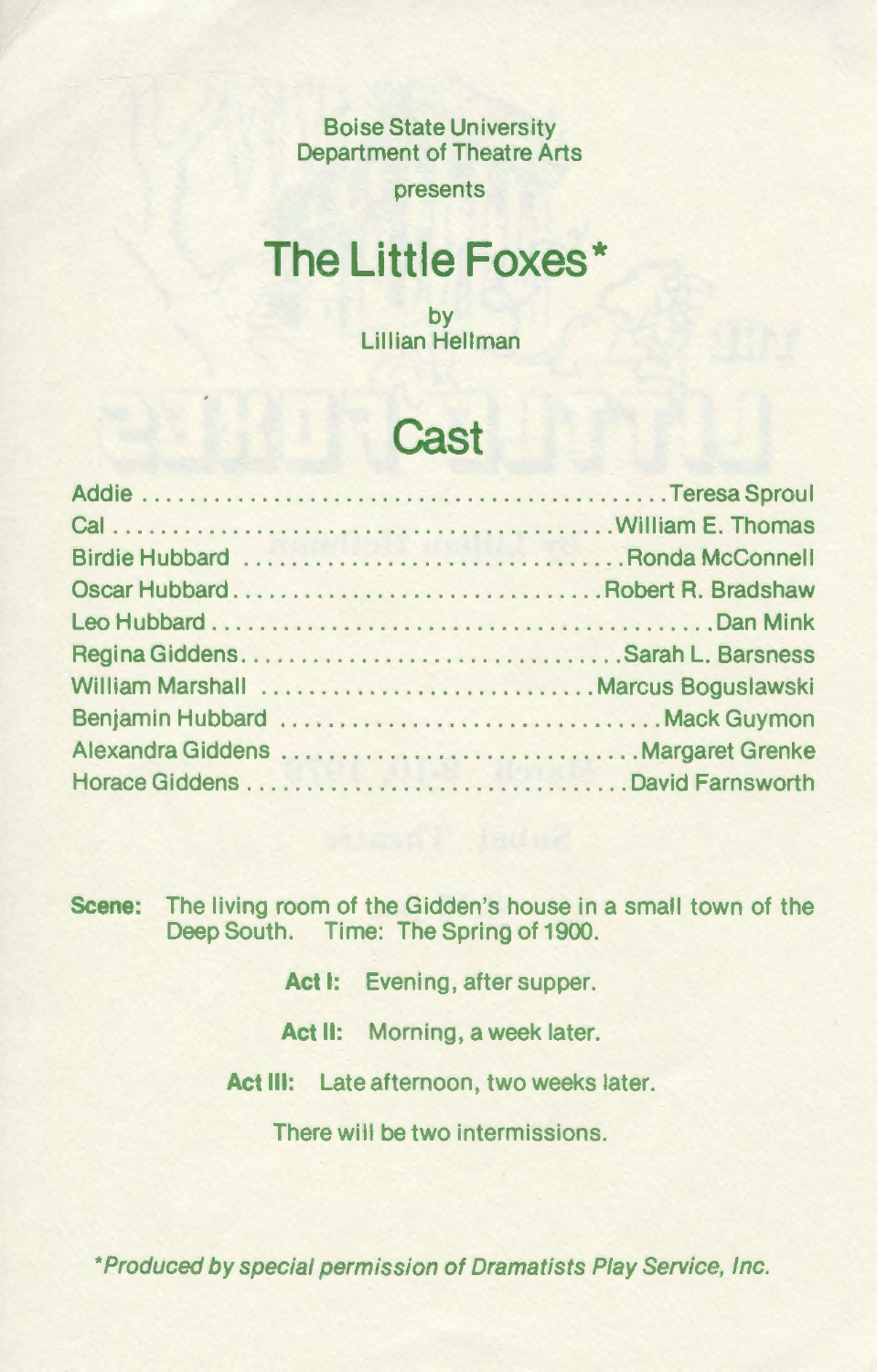Boise State University
Department of Theatre Arts

presents

# The Little Foxes*

by
Lillian Hellman

## Cast

| | |
|---|---|
| Addie | Teresa Sproul |
| Cal | William E. Thomas |
| Birdie Hubbard | Ronda McConnell |
| Oscar Hubbard | Robert R. Bradshaw |
| Leo Hubbard | Dan Mink |
| Regina Giddens | Sarah L. Barsness |
| William Marshall | Marcus Boguslawski |
| Benjamin Hubbard | Mack Guymon |
| Alexandra Giddens | Margaret Grenke |
| Horace Giddens | David Farnsworth |

**Scene:** The living room of the Gidden's house in a small town of the Deep South. Time: The Spring of 1900.

**Act I:** Evening, after supper.

**Act II:** Morning, a week later.

**Act III:** Late afternoon, two weeks later.

There will be two intermissions.

*\*Produced by special permission of Dramatists Play Service, Inc.*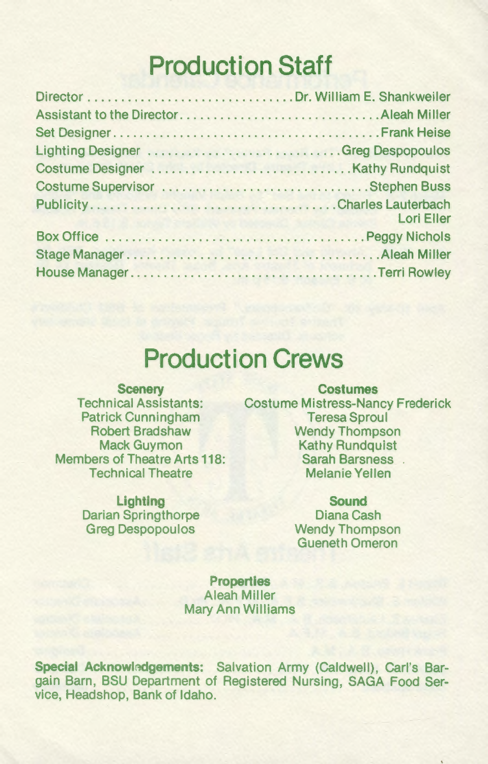# Production Staff

Director ............................... Dr. William E. Shankweiler
Assistant to the Director ............................... Aleah Miller
Set Designer ............................... Frank Heise
Lighting Designer ............................... Greg Despopoulos
Costume Designer ............................... Kathy Rundquist
Costume Supervisor ............................... Stephen Buss
Publicity ............................... Charles Lauterbach
Lori Eller
Box Office ............................... Peggy Nichols
Stage Manager ............................... Aleah Miller
House Manager ............................... Terri Rowley

# Production Crews

**Scenery**
Technical Assistants:
Patrick Cunningham
Robert Bradshaw
Mack Guymon
Members of Theatre Arts 118:
Technical Theatre

**Lighting**
Darian Springthorpe
Greg Despopoulos

**Costumes**
Costume Mistress-Nancy Frederick
Teresa Sproul
Wendy Thompson
Kathy Rundquist
Sarah Barsness
Melanie Yellen

**Sound**
Diana Cash
Wendy Thompson
Gueneth Omeron

**Properties**
Aleah Miller
Mary Ann Williams

**Special Acknowledgements:** Salvation Army (Caldwell), Carl's Bargain Barn, BSU Department of Registered Nursing, SAGA Food Service, Headshop, Bank of Idaho.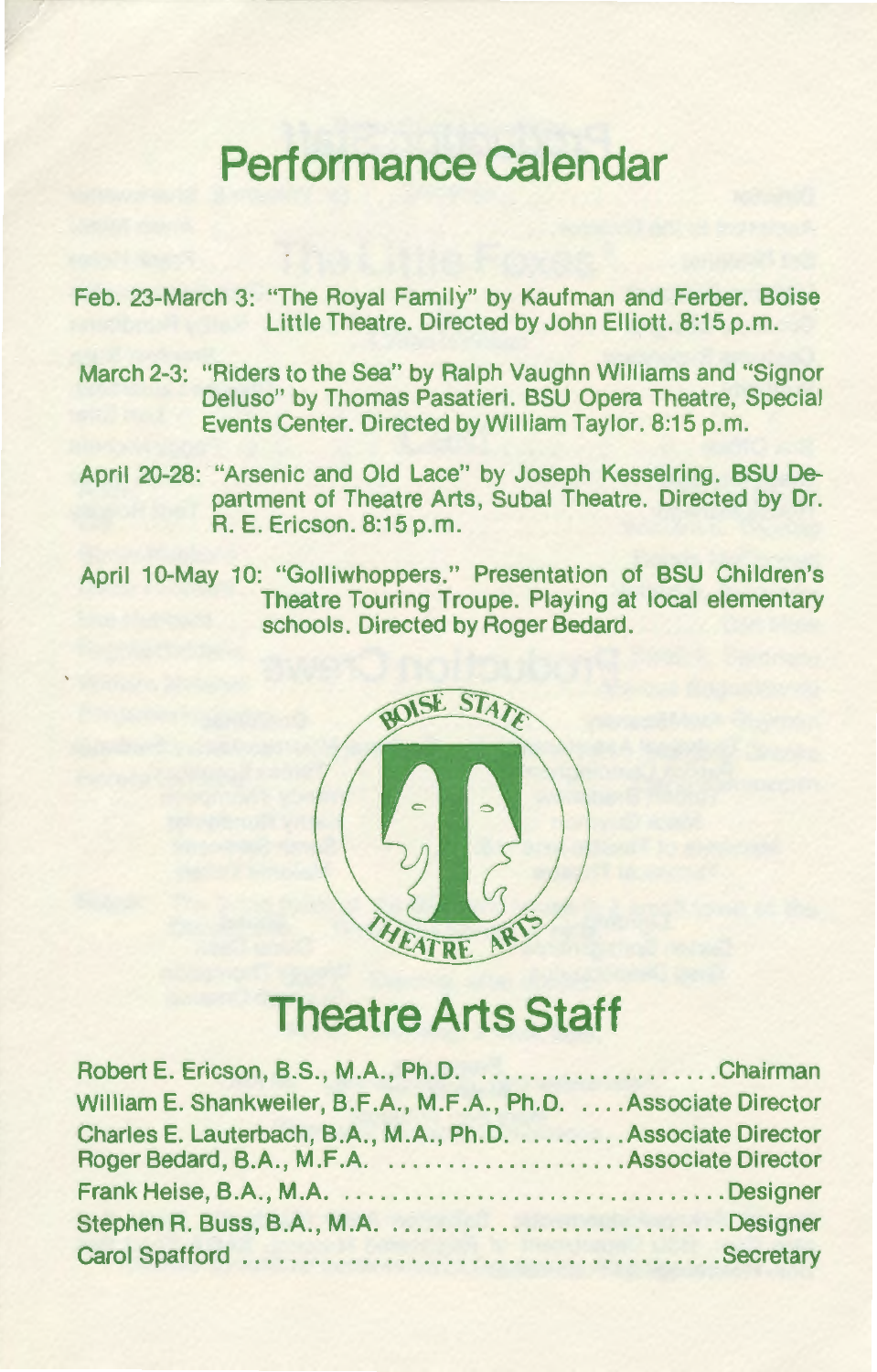# Performance Calendar

Feb. 23-March 3: "The Royal Family" by Kaufman and Ferber. Boise Little Theatre. Directed by John Elliott. 8:15 p.m.

March 2-3: "Riders to the Sea" by Ralph Vaughn Williams and "Signor Deluso" by Thomas Pasatieri. BSU Opera Theatre, Special Events Center. Directed by William Taylor. 8:15 p.m.

April 20-28: "Arsenic and Old Lace" by Joseph Kesselring. BSU Department of Theatre Arts, Subal Theatre. Directed by Dr. R. E. Ericson. 8:15 p.m.

April 10-May 10: "Golliwhoppers." Presentation of BSU Children's Theatre Touring Troupe. Playing at local elementary schools. Directed by Roger Bedard.

BOISE STATE THEATRE ARTS

# Theatre Arts Staff

Robert E. Ericson, B.S., M.A., Ph.D. .................... Chairman
William E. Shankweiler, B.F.A., M.F.A., Ph.D. .... Associate Director
Charles E. Lauterbach, B.A., M.A., Ph.D. .......... Associate Director
Roger Bedard, B.A., M.F.A. ..................... Associate Director
Frank Heise, B.A., M.A. ................................. Designer
Stephen R. Buss, B.A., M.A. ............................ Designer
Carol Spafford ........................................ Secretary